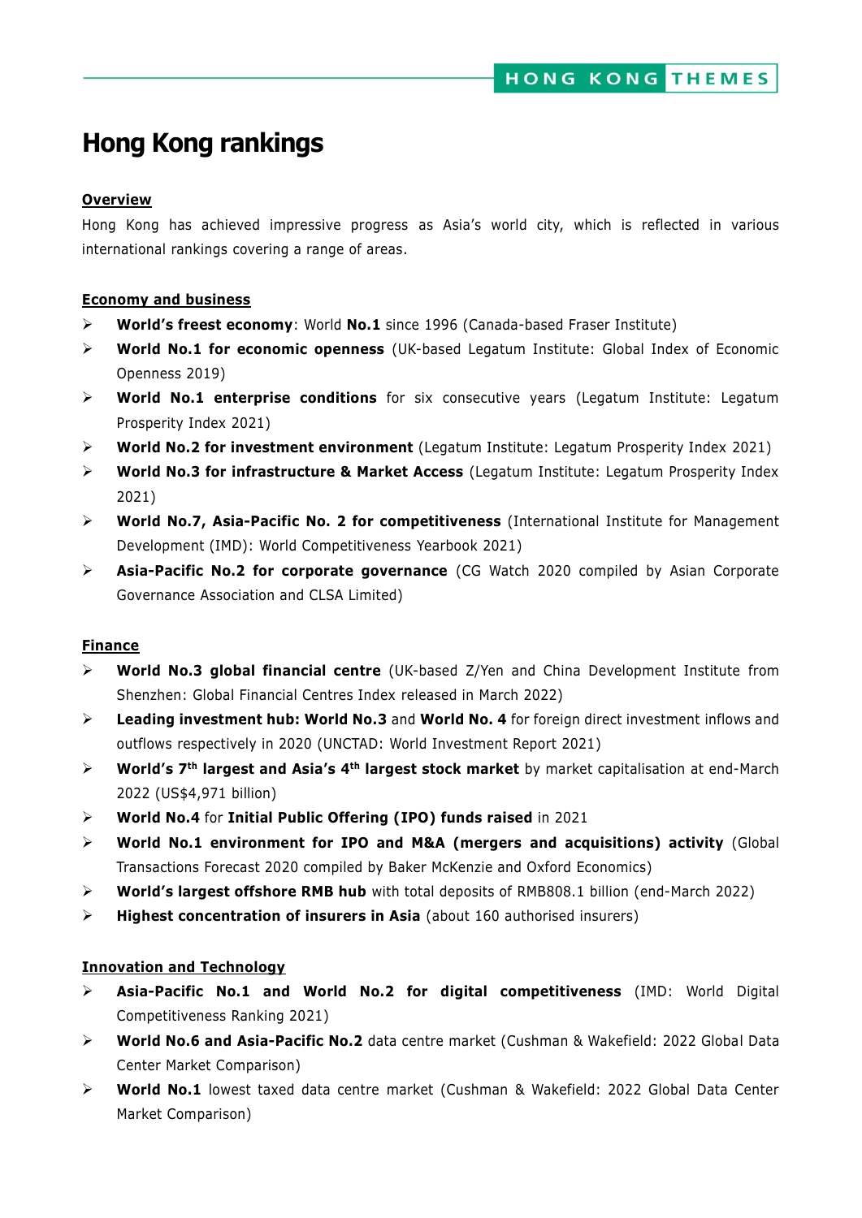# Hong Kong rankings

## Overview

Hong Kong has achieved impressive progress as Asia's world city, which is reflected in various international rankings covering a range of areas.

## Economy and business

- **World's freest economy**: World **No.1** since 1996 (Canada-based Fraser Institute)
- **World No.1 for economic openness** (UK-based Legatum Institute: Global Index of Economic Openness 2019)
- **World No.1 enterprise conditions** for six consecutive years (Legatum Institute: Legatum Prosperity Index 2021)
- **World No.2 for investment environment** (Legatum Institute: Legatum Prosperity Index 2021)
- **World No.3 for infrastructure & Market Access** (Legatum Institute: Legatum Prosperity Index 2021)
- **World No.7, Asia-Pacific No. 2 for competitiveness** (International Institute for Management Development (IMD): World Competitiveness Yearbook 2021)
- **Asia-Pacific No.2 for corporate governance** (CG Watch 2020 compiled by Asian Corporate Governance Association and CLSA Limited)

## Finance

- **World No.3 global financial centre** (UK-based Z/Yen and China Development Institute from Shenzhen: Global Financial Centres Index released in March 2022)
- **Leading investment hub: World No.3** and **World No. 4** for foreign direct investment inflows and outflows respectively in 2020 (UNCTAD: World Investment Report 2021)
- **World's 7th largest and Asia's 4th largest stock market** by market capitalisation at end-March 2022 (US$4,971 billion)
- **World No.4** for **Initial Public Offering (IPO) funds raised** in 2021
- **World No.1 environment for IPO and M&A (mergers and acquisitions) activity** (Global Transactions Forecast 2020 compiled by Baker McKenzie and Oxford Economics)
- **World's largest offshore RMB hub** with total deposits of RMB808.1 billion (end-March 2022)
- **Highest concentration of insurers in Asia** (about 160 authorised insurers)

## Innovation and Technology

- **Asia-Pacific No.1 and World No.2 for digital competitiveness** (IMD: World Digital Competitiveness Ranking 2021)
- **World No.6 and Asia-Pacific No.2** data centre market (Cushman & Wakefield: 2022 Global Data Center Market Comparison)
- **World No.1** lowest taxed data centre market (Cushman & Wakefield: 2022 Global Data Center Market Comparison)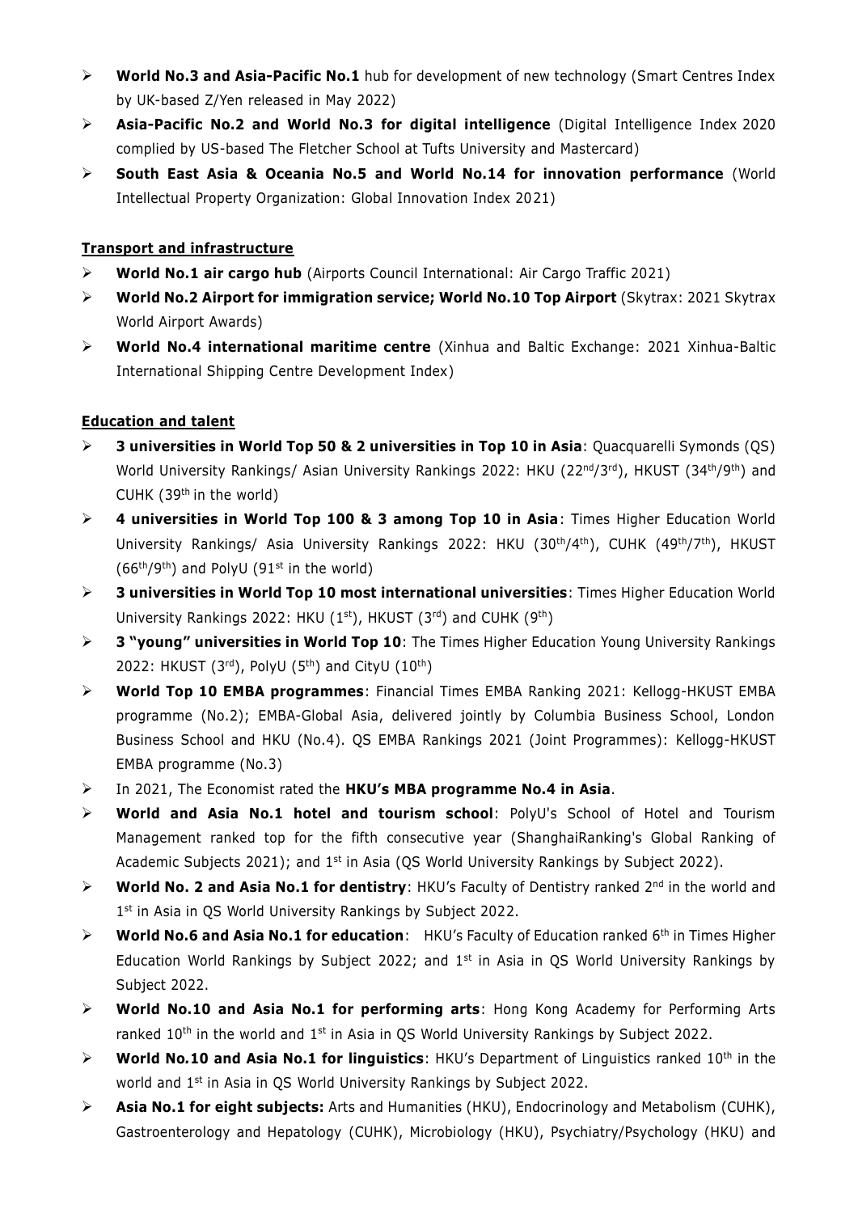- **World No.3 and Asia-Pacific No.1** hub for development of new technology (Smart Centres Index by UK-based Z/Yen released in May 2022)
- **Asia-Pacific No.2 and World No.3 for digital intelligence** (Digital Intelligence Index 2020 complied by US-based The Fletcher School at Tufts University and Mastercard)
- **South East Asia & Oceania No.5 and World No.14 for innovation performance** (World Intellectual Property Organization: Global Innovation Index 2021)

**Transport and infrastructure**

- **World No.1 air cargo hub** (Airports Council International: Air Cargo Traffic 2021)
- **World No.2 Airport for immigration service; World No.10 Top Airport** (Skytrax: 2021 Skytrax World Airport Awards)
- **World No.4 international maritime centre** (Xinhua and Baltic Exchange: 2021 Xinhua-Baltic International Shipping Centre Development Index)

**Education and talent**

- **3 universities in World Top 50 & 2 universities in Top 10 in Asia**: Quacquarelli Symonds (QS) World University Rankings/ Asian University Rankings 2022: HKU (22nd/3rd), HKUST (34th/9th) and CUHK (39th in the world)
- **4 universities in World Top 100 & 3 among Top 10 in Asia**: Times Higher Education World University Rankings/ Asia University Rankings 2022: HKU (30th/4th), CUHK (49th/7th), HKUST (66th/9th) and PolyU (91st in the world)
- **3 universities in World Top 10 most international universities**: Times Higher Education World University Rankings 2022: HKU (1st), HKUST (3rd) and CUHK (9th)
- **3 "young" universities in World Top 10**: The Times Higher Education Young University Rankings 2022: HKUST (3rd), PolyU (5th) and CityU (10th)
- **World Top 10 EMBA programmes**: Financial Times EMBA Ranking 2021: Kellogg-HKUST EMBA programme (No.2); EMBA-Global Asia, delivered jointly by Columbia Business School, London Business School and HKU (No.4). QS EMBA Rankings 2021 (Joint Programmes): Kellogg-HKUST EMBA programme (No.3)
- In 2021, The Economist rated the **HKU's MBA programme No.4 in Asia**.
- **World and Asia No.1 hotel and tourism school**: PolyU's School of Hotel and Tourism Management ranked top for the fifth consecutive year (ShanghaiRanking's Global Ranking of Academic Subjects 2021); and 1st in Asia (QS World University Rankings by Subject 2022).
- **World No. 2 and Asia No.1 for dentistry**: HKU's Faculty of Dentistry ranked 2nd in the world and 1st in Asia in QS World University Rankings by Subject 2022.
- **World No.6 and Asia No.1 for education**: HKU's Faculty of Education ranked 6th in Times Higher Education World Rankings by Subject 2022; and 1st in Asia in QS World University Rankings by Subject 2022.
- **World No.10 and Asia No.1 for performing arts**: Hong Kong Academy for Performing Arts ranked 10th in the world and 1st in Asia in QS World University Rankings by Subject 2022.
- **World No.10 and Asia No.1 for linguistics**: HKU's Department of Linguistics ranked 10th in the world and 1st in Asia in QS World University Rankings by Subject 2022.
- **Asia No.1 for eight subjects:** Arts and Humanities (HKU), Endocrinology and Metabolism (CUHK), Gastroenterology and Hepatology (CUHK), Microbiology (HKU), Psychiatry/Psychology (HKU) and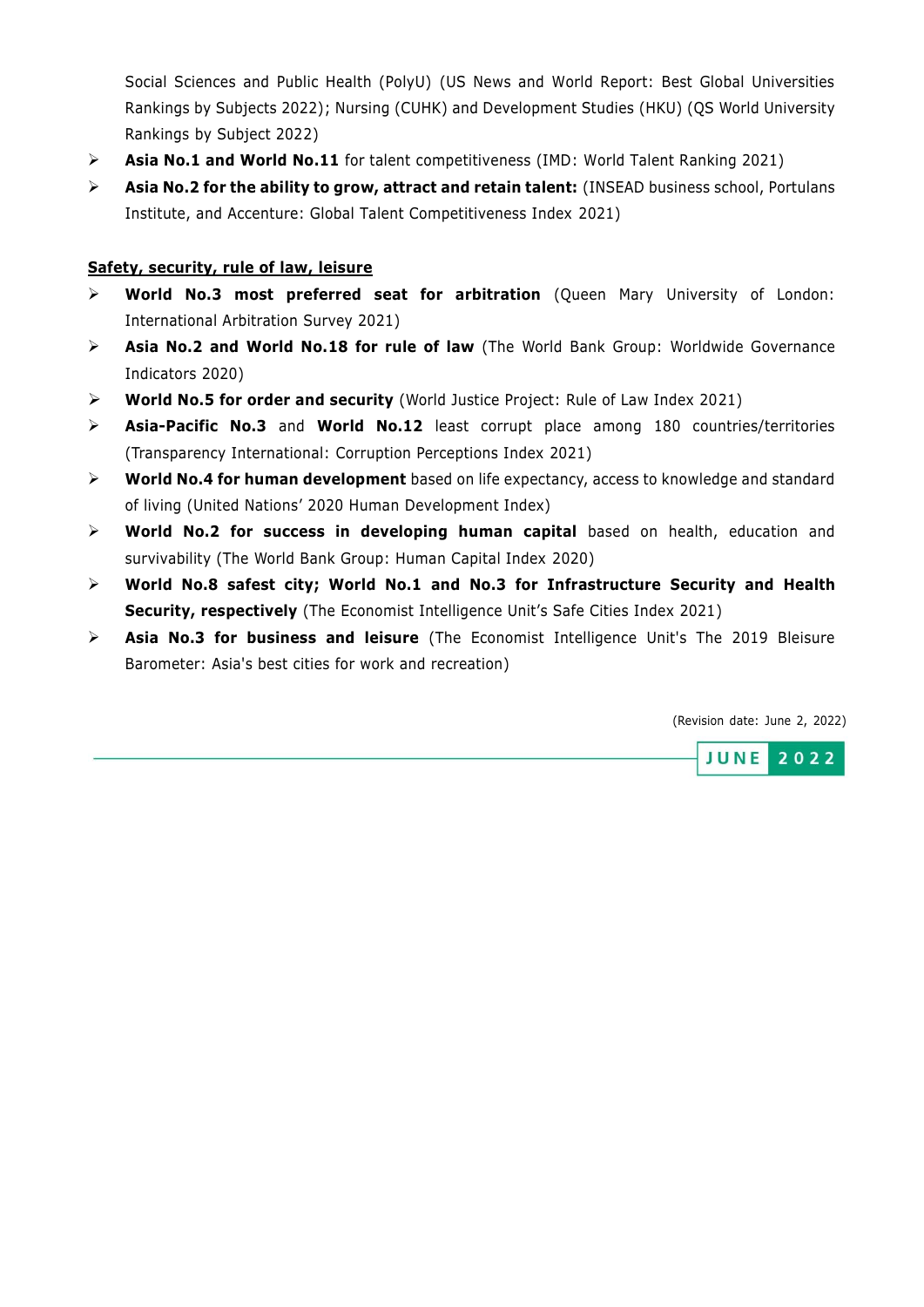Social Sciences and Public Health (PolyU) (US News and World Report: Best Global Universities Rankings by Subjects 2022); Nursing (CUHK) and Development Studies (HKU) (QS World University Rankings by Subject 2022)

- **Asia No.1 and World No.11** for talent competitiveness (IMD: World Talent Ranking 2021)
- **Asia No.2 for the ability to grow, attract and retain talent:** (INSEAD business school, Portulans Institute, and Accenture: Global Talent Competitiveness Index 2021)

**Safety, security, rule of law, leisure**

- **World No.3 most preferred seat for arbitration** (Queen Mary University of London: International Arbitration Survey 2021)
- **Asia No.2 and World No.18 for rule of law** (The World Bank Group: Worldwide Governance Indicators 2020)
- **World No.5 for order and security** (World Justice Project: Rule of Law Index 2021)
- **Asia-Pacific No.3** and **World No.12** least corrupt place among 180 countries/territories (Transparency International: Corruption Perceptions Index 2021)
- **World No.4 for human development** based on life expectancy, access to knowledge and standard of living (United Nations' 2020 Human Development Index)
- **World No.2 for success in developing human capital** based on health, education and survivability (The World Bank Group: Human Capital Index 2020)
- **World No.8 safest city; World No.1 and No.3 for Infrastructure Security and Health Security, respectively** (The Economist Intelligence Unit's Safe Cities Index 2021)
- **Asia No.3 for business and leisure** (The Economist Intelligence Unit's The 2019 Bleisure Barometer: Asia's best cities for work and recreation)

(Revision date: June 2, 2022)